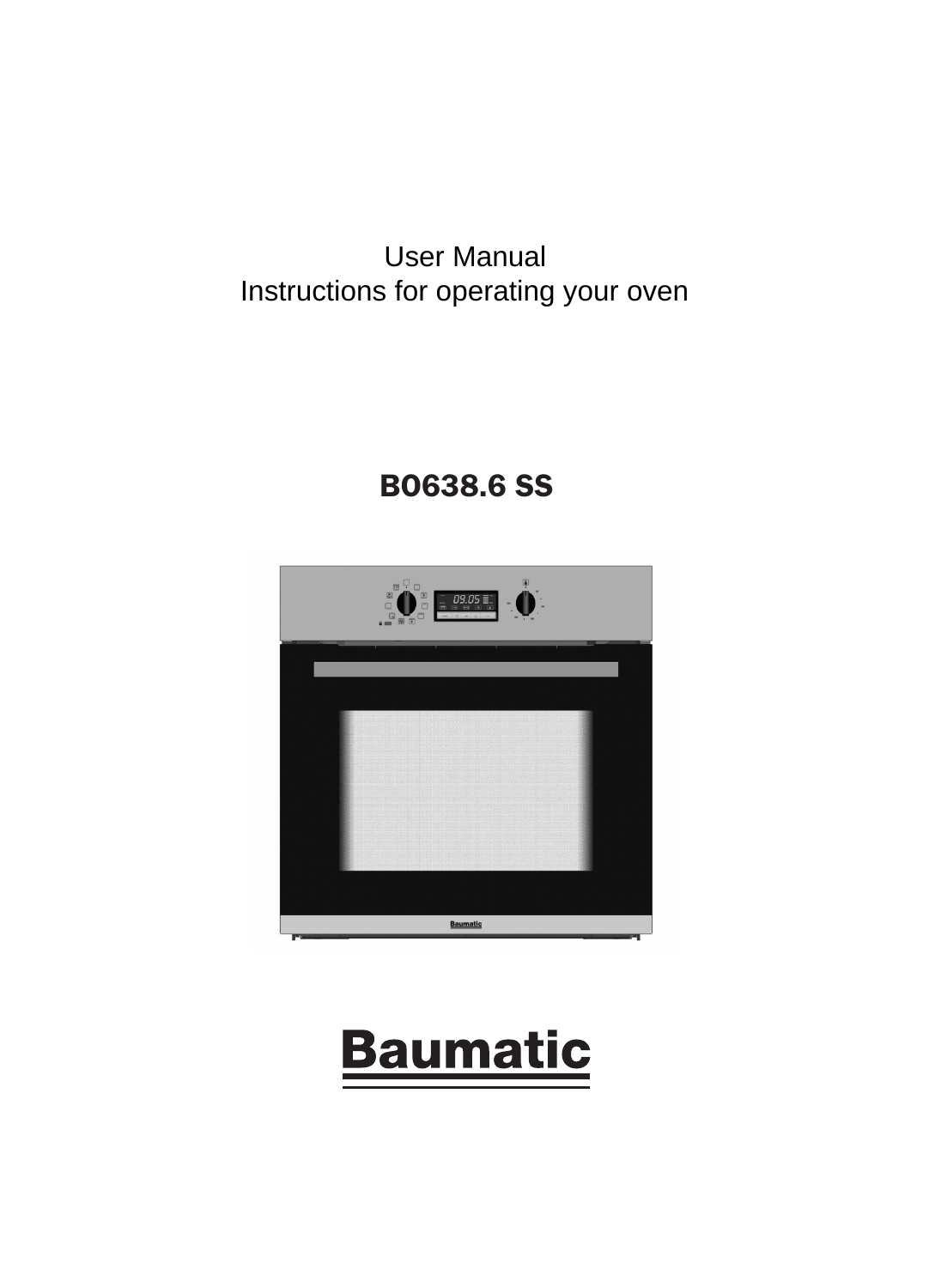User Manual
Instructions for operating your oven

# B0638.6 SS

Baumatic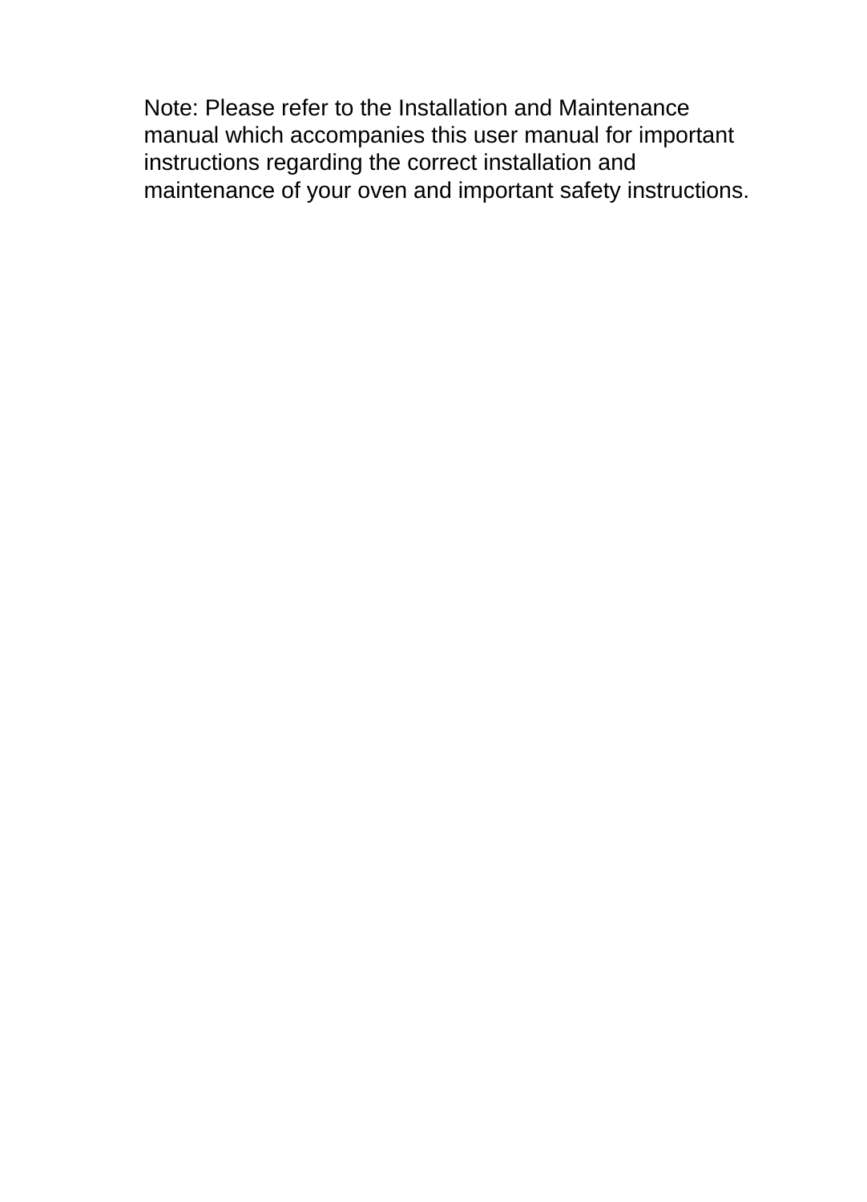Note: Please refer to the Installation and Maintenance manual which accompanies this user manual for important instructions regarding the correct installation and maintenance of your oven and important safety instructions.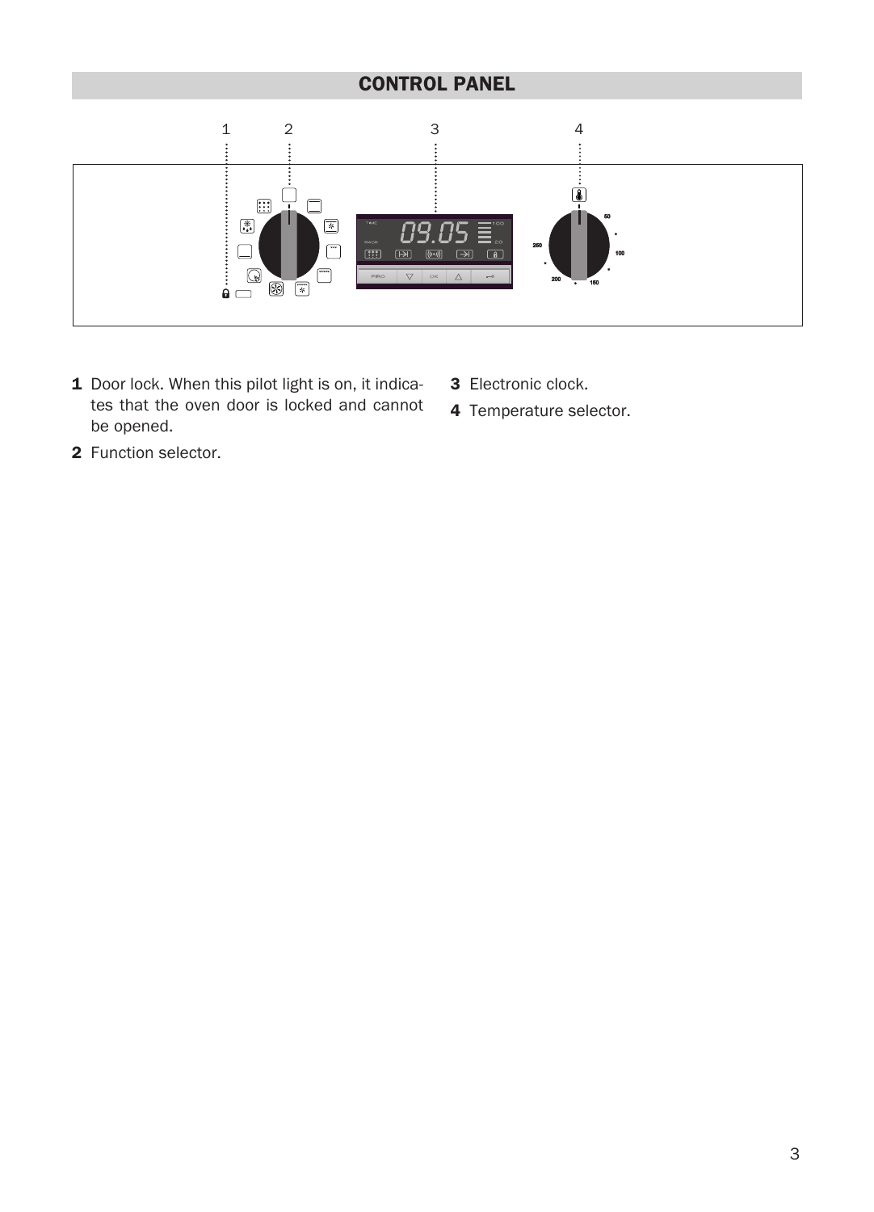## CONTROL PANEL

1 Door lock. When this pilot light is on, it indicates that the oven door is locked and cannot be opened.

2 Function selector.

3 Electronic clock.

4 Temperature selector.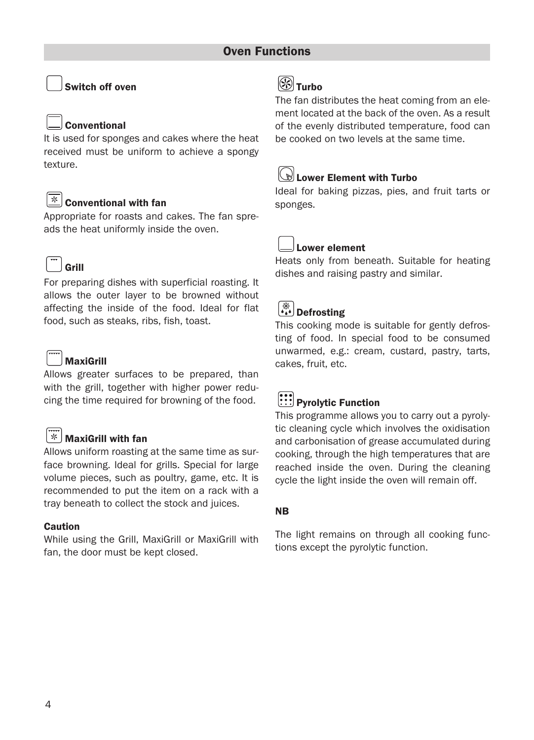## Oven Functions

### Switch off oven

### Conventional

It is used for sponges and cakes where the heat received must be uniform to achieve a spongy texture.

### Conventional with fan

Appropriate for roasts and cakes. The fan spreads the heat uniformly inside the oven.

### Grill

For preparing dishes with superficial roasting. It allows the outer layer to be browned without affecting the inside of the food. Ideal for flat food, such as steaks, ribs, fish, toast.

### MaxiGrill

Allows greater surfaces to be prepared, than with the grill, together with higher power reducing the time required for browning of the food.

### MaxiGrill with fan

Allows uniform roasting at the same time as surface browning. Ideal for grills. Special for large volume pieces, such as poultry, game, etc. It is recommended to put the item on a rack with a tray beneath to collect the stock and juices.

**Caution**

While using the Grill, MaxiGrill or MaxiGrill with fan, the door must be kept closed.

### Turbo

The fan distributes the heat coming from an element located at the back of the oven. As a result of the evenly distributed temperature, food can be cooked on two levels at the same time.

### Lower Element with Turbo

Ideal for baking pizzas, pies, and fruit tarts or sponges.

### Lower element

Heats only from beneath. Suitable for heating dishes and raising pastry and similar.

### Defrosting

This cooking mode is suitable for gently defrosting of food. In special food to be consumed unwarmed, e.g.: cream, custard, pastry, tarts, cakes, fruit, etc.

### Pyrolytic Function

This programme allows you to carry out a pyrolytic cleaning cycle which involves the oxidisation and carbonisation of grease accumulated during cooking, through the high temperatures that are reached inside the oven. During the cleaning cycle the light inside the oven will remain off.

**NB**

The light remains on through all cooking functions except the pyrolytic function.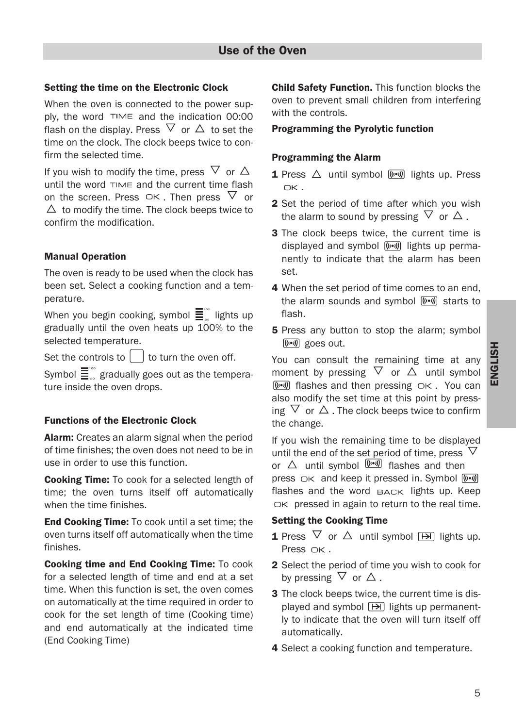# Use of the Oven

### Setting the time on the Electronic Clock

When the oven is connected to the power supply, the word TIME and the indication 00:00 flash on the display. Press ▽ or △ to set the time on the clock. The clock beeps twice to confirm the selected time.

If you wish to modify the time, press ▽ or △ until the word TIME and the current time flash on the screen. Press OK. Then press ▽ or △ to modify the time. The clock beeps twice to confirm the modification.

### Manual Operation

The oven is ready to be used when the clock has been set. Select a cooking function and a temperature.

When you begin cooking, symbol ≣ lights up gradually until the oven heats up 100% to the selected temperature.

Set the controls to ▢ to turn the oven off.

Symbol ≣ gradually goes out as the temperature inside the oven drops.

### Functions of the Electronic Clock

**Alarm:** Creates an alarm signal when the period of time finishes; the oven does not need to be in use in order to use this function.

**Cooking Time:** To cook for a selected length of time; the oven turns itself off automatically when the time finishes.

**End Cooking Time:** To cook until a set time; the oven turns itself off automatically when the time finishes.

**Cooking time and End Cooking Time:** To cook for a selected length of time and end at a set time. When this function is set, the oven comes on automatically at the time required in order to cook for the set length of time (Cooking time) and end automatically at the indicated time (End Cooking Time)

**Child Safety Function.** This function blocks the oven to prevent small children from interfering with the controls.

**Programming the Pyrolytic function**

### Programming the Alarm

1. Press △ until symbol ((•)) lights up. Press OK.
2. Set the period of time after which you wish the alarm to sound by pressing ▽ or △.
3. The clock beeps twice, the current time is displayed and symbol ((•)) lights up permanently to indicate that the alarm has been set.
4. When the set period of time comes to an end, the alarm sounds and symbol ((•)) starts to flash.
5. Press any button to stop the alarm; symbol ((•)) goes out.

You can consult the remaining time at any moment by pressing ▽ or △ until symbol ((•)) flashes and then pressing OK. You can also modify the set time at this point by pressing ▽ or △. The clock beeps twice to confirm the change.

If you wish the remaining time to be displayed until the end of the set period of time, press ▽ or △ until symbol ((•)) flashes and then press OK and keep it pressed in. Symbol ((•)) flashes and the word BACK lights up. Keep OK pressed in again to return to the real time.

### Setting the Cooking Time

1. Press ▽ or △ until symbol ⇥ lights up. Press OK.
2. Select the period of time you wish to cook for by pressing ▽ or △.
3. The clock beeps twice, the current time is displayed and symbol ⇥ lights up permanently to indicate that the oven will turn itself off automatically.
4. Select a cooking function and temperature.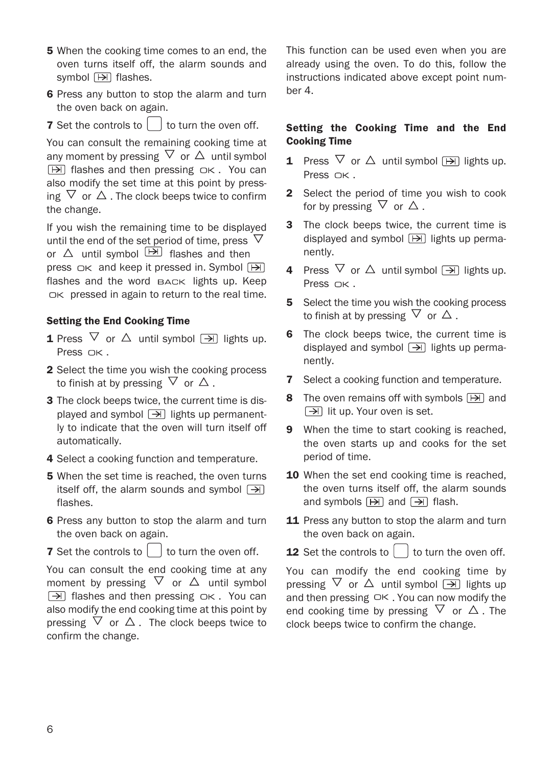5 When the cooking time comes to an end, the oven turns itself off, the alarm sounds and symbol ⇥ flashes.

6 Press any button to stop the alarm and turn the oven back on again.

7 Set the controls to ▢ to turn the oven off.

You can consult the remaining cooking time at any moment by pressing ▽ or △ until symbol ⇥ flashes and then pressing OK. You can also modify the set time at this point by pressing ▽ or △. The clock beeps twice to confirm the change.

If you wish the remaining time to be displayed until the end of the set period of time, press ▽ or △ until symbol ⇥ flashes and then press OK and keep it pressed in. Symbol ⇥ flashes and the word BACK lights up. Keep OK pressed in again to return to the real time.

### Setting the End Cooking Time

1 Press ▽ or △ until symbol → lights up. Press OK.

2 Select the time you wish the cooking process to finish at by pressing ▽ or △.

3 The clock beeps twice, the current time is displayed and symbol → lights up permanently to indicate that the oven will turn itself off automatically.

4 Select a cooking function and temperature.

5 When the set time is reached, the oven turns itself off, the alarm sounds and symbol → flashes.

6 Press any button to stop the alarm and turn the oven back on again.

7 Set the controls to ▢ to turn the oven off.

You can consult the end cooking time at any moment by pressing ▽ or △ until symbol → flashes and then pressing OK. You can also modify the end cooking time at this point by pressing ▽ or △. The clock beeps twice to confirm the change.

This function can be used even when you are already using the oven. To do this, follow the instructions indicated above except point number 4.

### Setting the Cooking Time and the End Cooking Time

1 Press ▽ or △ until symbol ⇥ lights up. Press OK.

2 Select the period of time you wish to cook for by pressing ▽ or △.

3 The clock beeps twice, the current time is displayed and symbol ⇥ lights up permanently.

4 Press ▽ or △ until symbol → lights up. Press OK.

5 Select the time you wish the cooking process to finish at by pressing ▽ or △.

6 The clock beeps twice, the current time is displayed and symbol → lights up permanently.

7 Select a cooking function and temperature.

8 The oven remains off with symbols ⇥ and → lit up. Your oven is set.

9 When the time to start cooking is reached, the oven starts up and cooks for the set period of time.

10 When the set end cooking time is reached, the oven turns itself off, the alarm sounds and symbols ⇥ and → flash.

11 Press any button to stop the alarm and turn the oven back on again.

12 Set the controls to ▢ to turn the oven off.

You can modify the end cooking time by pressing ▽ or △ until symbol → lights up and then pressing OK. You can now modify the end cooking time by pressing ▽ or △. The clock beeps twice to confirm the change.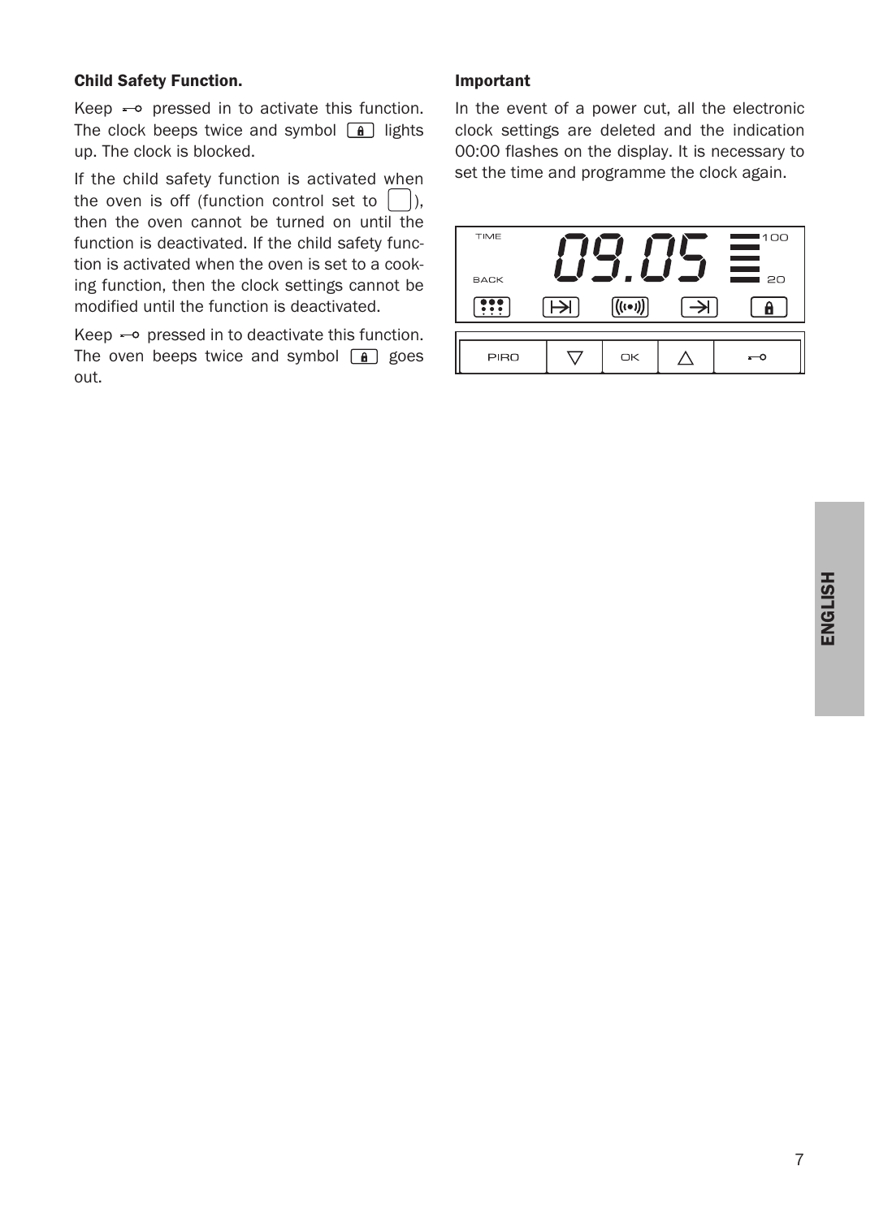**Child Safety Function.**

Keep ⊸ pressed in to activate this function. The clock beeps twice and symbol 🔒 lights up. The clock is blocked.

If the child safety function is activated when the oven is off (function control set to ▢), then the oven cannot be turned on until the function is deactivated. If the child safety function is activated when the oven is set to a cooking function, then the clock settings cannot be modified until the function is deactivated.

Keep ⊸ pressed in to deactivate this function. The oven beeps twice and symbol 🔒 goes out.

**Important**

In the event of a power cut, all the electronic clock settings are deleted and the indication 00:00 flashes on the display. It is necessary to set the time and programme the clock again.

TIME | BACK | 09.05 | 100 | 20

PIRO | ▽ | OK | △ | ⊸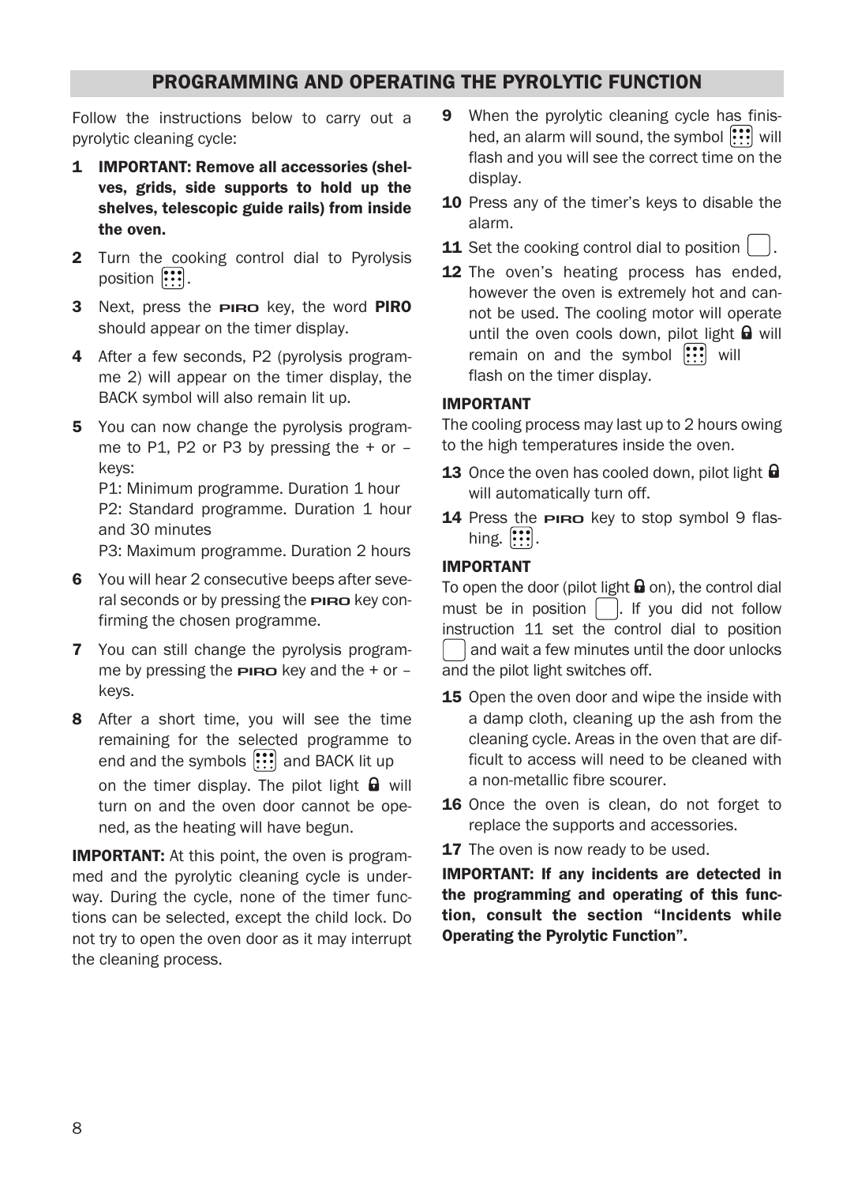## PROGRAMMING AND OPERATING THE PYROLYTIC FUNCTION

Follow the instructions below to carry out a pyrolytic cleaning cycle:

1. **IMPORTANT: Remove all accessories (shelves, grids, side supports to hold up the shelves, telescopic guide rails) from inside the oven.**
2. Turn the cooking control dial to Pyrolysis position ⁝⁝⁝.
3. Next, press the PIRO key, the word **PIRO** should appear on the timer display.
4. After a few seconds, P2 (pyrolysis programme 2) will appear on the timer display, the BACK symbol will also remain lit up.
5. You can now change the pyrolysis programme to P1, P2 or P3 by pressing the + or – keys:

   P1: Minimum programme. Duration 1 hour

   P2: Standard programme. Duration 1 hour and 30 minutes

   P3: Maximum programme. Duration 2 hours
6. You will hear 2 consecutive beeps after several seconds or by pressing the PIRO key confirming the chosen programme.
7. You can still change the pyrolysis programme by pressing the PIRO key and the + or – keys.
8. After a short time, you will see the time remaining for the selected programme to end and the symbols ⁝⁝⁝ and BACK lit up on the timer display. The pilot light 🔒 will turn on and the oven door cannot be opened, as the heating will have begun.

**IMPORTANT:** At this point, the oven is programmed and the pyrolytic cleaning cycle is underway. During the cycle, none of the timer functions can be selected, except the child lock. Do not try to open the oven door as it may interrupt the cleaning process.

9. When the pyrolytic cleaning cycle has finished, an alarm will sound, the symbol ⁝⁝⁝ will flash and you will see the correct time on the display.
10. Press any of the timer's keys to disable the alarm.
11. Set the cooking control dial to position ▢.
12. The oven's heating process has ended, however the oven is extremely hot and cannot be used. The cooling motor will operate until the oven cools down, pilot light 🔒 will remain on and the symbol ⁝⁝⁝ will flash on the timer display.

**IMPORTANT**

The cooling process may last up to 2 hours owing to the high temperatures inside the oven.

13. Once the oven has cooled down, pilot light 🔒 will automatically turn off.
14. Press the PIRO key to stop symbol 9 flashing. ⁝⁝⁝.

**IMPORTANT**

To open the door (pilot light 🔒 on), the control dial must be in position ▢. If you did not follow instruction 11 set the control dial to position ▢ and wait a few minutes until the door unlocks and the pilot light switches off.

15. Open the oven door and wipe the inside with a damp cloth, cleaning up the ash from the cleaning cycle. Areas in the oven that are difficult to access will need to be cleaned with a non-metallic fibre scourer.
16. Once the oven is clean, do not forget to replace the supports and accessories.
17. The oven is now ready to be used.

**IMPORTANT: If any incidents are detected in the programming and operating of this function, consult the section "Incidents while Operating the Pyrolytic Function".**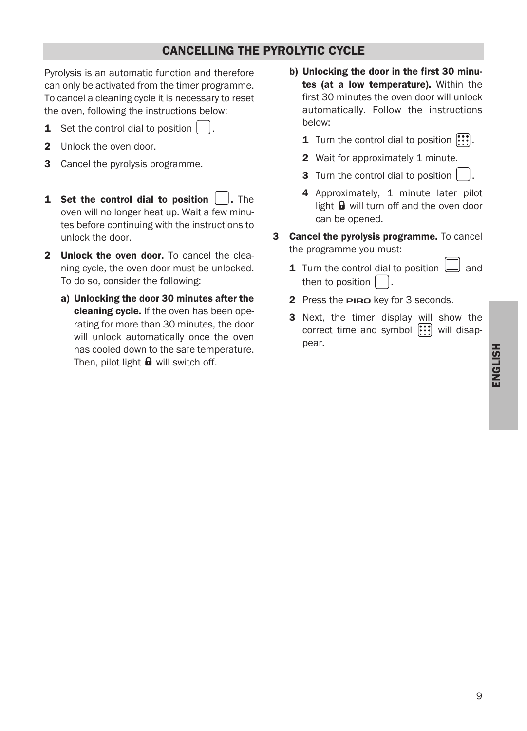## CANCELLING THE PYROLYTIC CYCLE

Pyrolysis is an automatic function and therefore can only be activated from the timer programme. To cancel a cleaning cycle it is necessary to reset the oven, following the instructions below:

**1** Set the control dial to position ▢.

**2** Unlock the oven door.

**3** Cancel the pyrolysis programme.

**1 Set the control dial to position ▢.** The oven will no longer heat up. Wait a few minutes before continuing with the instructions to unlock the door.

**2 Unlock the oven door.** To cancel the cleaning cycle, the oven door must be unlocked. To do so, consider the following:

**a) Unlocking the door 30 minutes after the cleaning cycle.** If the oven has been operating for more than 30 minutes, the door will unlock automatically once the oven has cooled down to the safe temperature. Then, pilot light 🔒 will switch off.

**b) Unlocking the door in the first 30 minutes (at a low temperature).** Within the first 30 minutes the oven door will unlock automatically. Follow the instructions below:

**1** Turn the control dial to position ⁝⁝⁝.

**2** Wait for approximately 1 minute.

**3** Turn the control dial to position ▢.

**4** Approximately, 1 minute later pilot light 🔒 will turn off and the oven door can be opened.

**3 Cancel the pyrolysis programme.** To cancel the programme you must:

**1** Turn the control dial to position ▭ and then to position ▢.

**2** Press the PIRO key for 3 seconds.

**3** Next, the timer display will show the correct time and symbol ⁝⁝⁝ will disappear.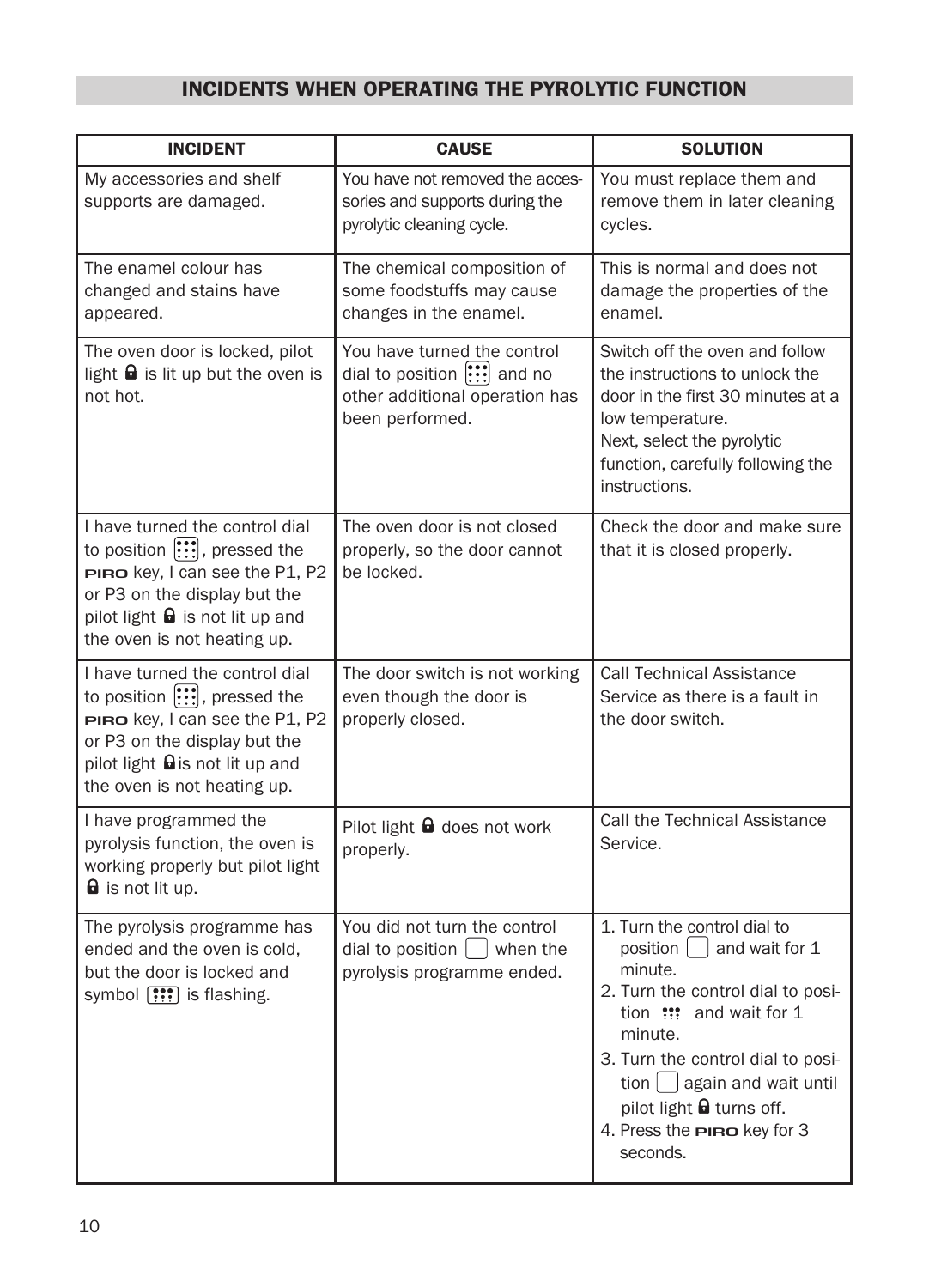## INCIDENTS WHEN OPERATING THE PYROLYTIC FUNCTION

| INCIDENT | CAUSE | SOLUTION |
|---|---|---|
| My accessories and shelf supports are damaged. | You have not removed the accessories and supports during the pyrolytic cleaning cycle. | You must replace them and remove them in later cleaning cycles. |
| The enamel colour has changed and stains have appeared. | The chemical composition of some foodstuffs may cause changes in the enamel. | This is normal and does not damage the properties of the enamel. |
| The oven door is locked, pilot light 🔒 is lit up but the oven is not hot. | You have turned the control dial to position ⁝⁝⁝ and no other additional operation has been performed. | Switch off the oven and follow the instructions to unlock the door in the first 30 minutes at a low temperature.<br>Next, select the pyrolytic function, carefully following the instructions. |
| I have turned the control dial to position ⁝⁝⁝, pressed the PIRO key, I can see the P1, P2 or P3 on the display but the pilot light 🔒 is not lit up and the oven is not heating up. | The oven door is not closed properly, so the door cannot be locked. | Check the door and make sure that it is closed properly. |
| I have turned the control dial to position ⁝⁝⁝, pressed the PIRO key, I can see the P1, P2 or P3 on the display but the pilot light 🔒 is not lit up and the oven is not heating up. | The door switch is not working even though the door is properly closed. | Call Technical Assistance Service as there is a fault in the door switch. |
| I have programmed the pyrolysis function, the oven is working properly but pilot light 🔒 is not lit up. | Pilot light 🔒 does not work properly. | Call the Technical Assistance Service. |
| The pyrolysis programme has ended and the oven is cold, but the door is locked and symbol ⁝⁝⁝ is flashing. | You did not turn the control dial to position ▢ when the pyrolysis programme ended. | 1. Turn the control dial to position ▢ and wait for 1 minute.<br>2. Turn the control dial to position ⁝⁝⁝ and wait for 1 minute.<br>3. Turn the control dial to position ▢ again and wait until pilot light 🔒 turns off.<br>4. Press the PIRO key for 3 seconds. |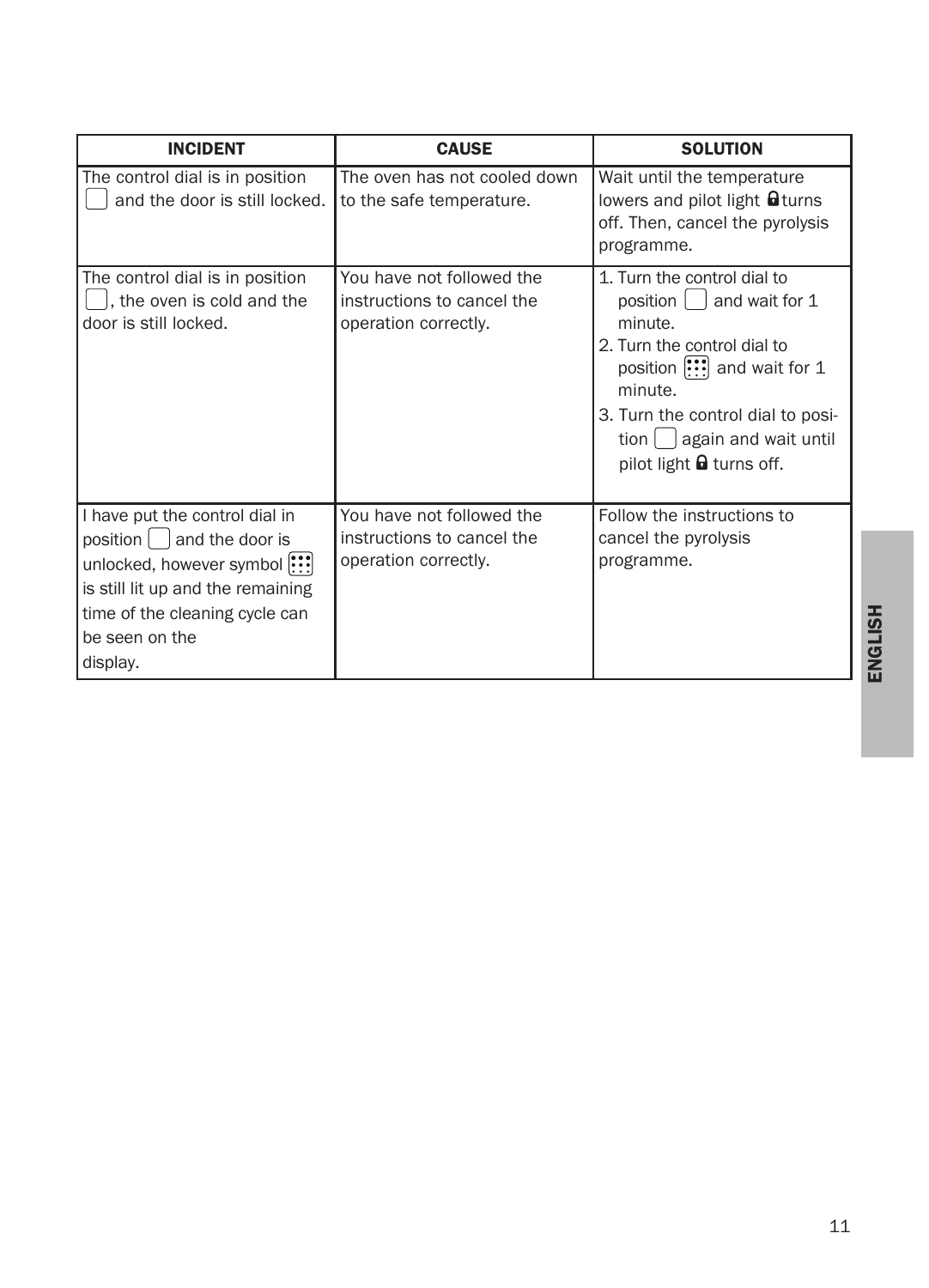| INCIDENT | CAUSE | SOLUTION |
|---|---|---|
| The control dial is in position ☐ and the door is still locked. | The oven has not cooled down to the safe temperature. | Wait until the temperature lowers and pilot light 🔒 turns off. Then, cancel the pyrolysis programme. |
| The control dial is in position ☐, the oven is cold and the door is still locked. | You have not followed the instructions to cancel the operation correctly. | 1. Turn the control dial to position ☐ and wait for 1 minute.<br>2. Turn the control dial to position ⁝⁝⁝ and wait for 1 minute.<br>3. Turn the control dial to position ☐ again and wait until pilot light 🔒 turns off. |
| I have put the control dial in position ☐ and the door is unlocked, however symbol ⁝⁝⁝ is still lit up and the remaining time of the cleaning cycle can be seen on the display. | You have not followed the instructions to cancel the operation correctly. | Follow the instructions to cancel the pyrolysis programme. |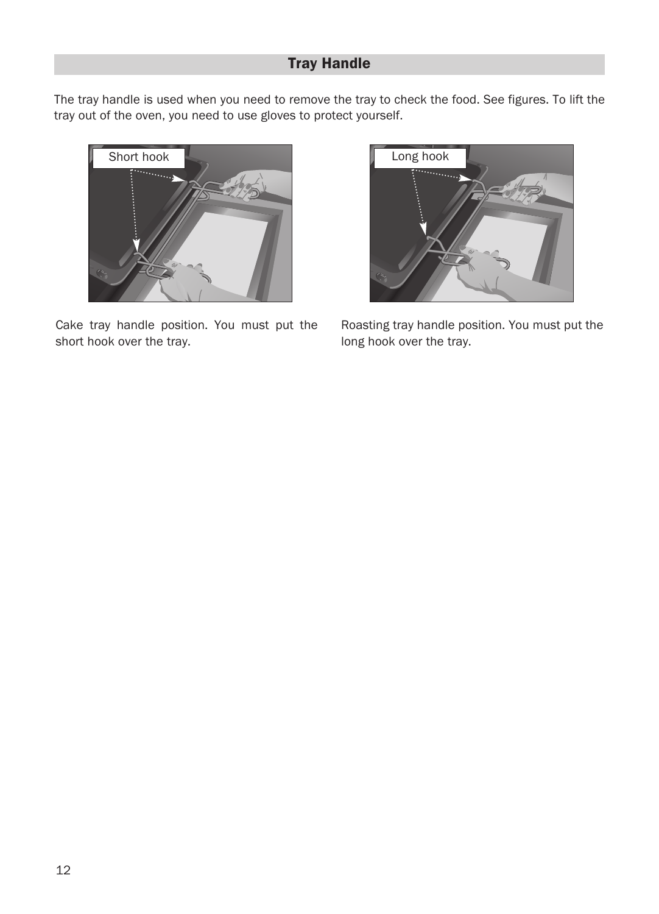## Tray Handle

The tray handle is used when you need to remove the tray to check the food. See figures. To lift the tray out of the oven, you need to use gloves to protect yourself.

Cake tray handle position. You must put the short hook over the tray.

Roasting tray handle position. You must put the long hook over the tray.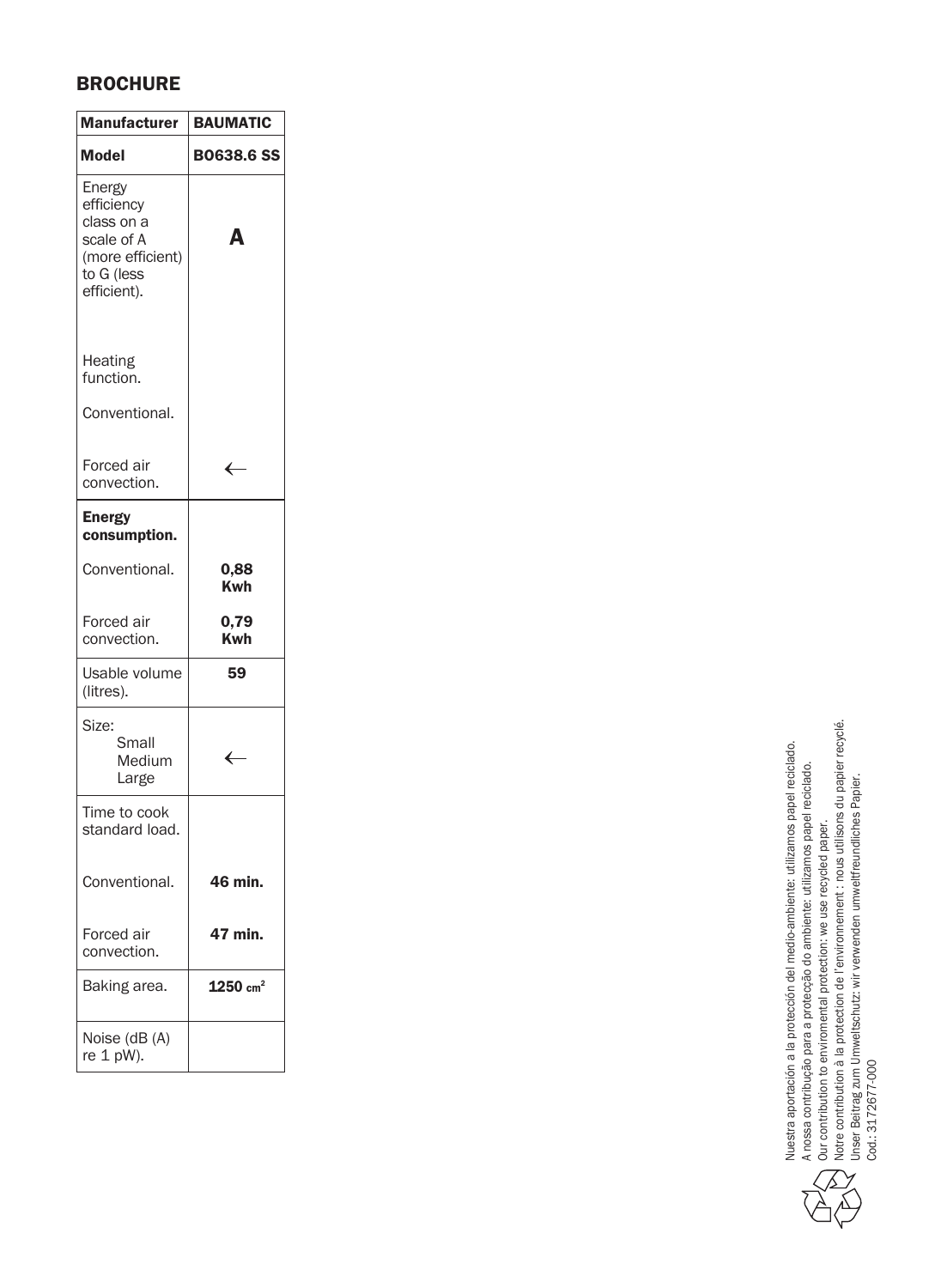## BROCHURE

| Manufacturer | BAUMATIC |
|---|---|
| **Model** | **BO638.6 SS** |
| Energy efficiency class on a scale of A (more efficient) to G (less efficient). | **A** |
| Heating function. | |
| Conventional. | |
| Forced air convection. | ← |
| **Energy consumption.** | |
| Conventional. | **0,88 Kwh** |
| Forced air convection. | **0,79 Kwh** |
| Usable volume (litres). | **59** |
| Size: Small Medium Large | ← |
| Time to cook standard load. | |
| Conventional. | **46 min.** |
| Forced air convection. | **47 min.** |
| Baking area. | **1250 cm²** |
| Noise (dB (A) re 1 pW). | |

Nuestra aportación a la protección del medio-ambiente: utilizamos papel reciclado.
A nossa contribução para a protecção do ambiente: utilizamos papel reciclado.
Our contribution to enviromental protection: we use recycled paper.
Notre contribution à la protection de l'environnement : nous utilisons du papier recyclé.
Unser Beitrag zum Umweltschutz: wir verwenden umweltfreundliches Papier.
Cod.: 3172677-000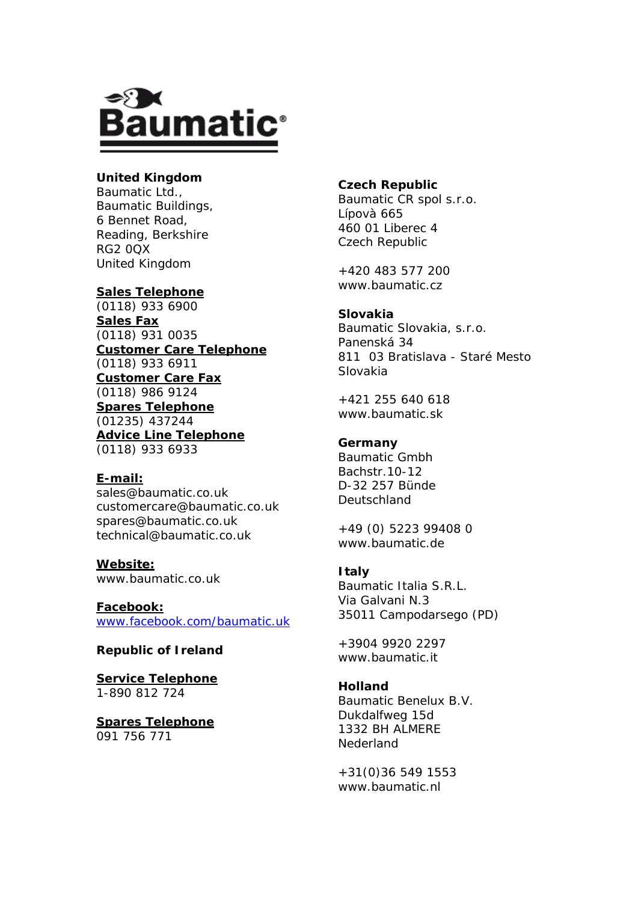Baumatic®

**United Kingdom**
Baumatic Ltd.,
Baumatic Buildings,
6 Bennet Road,
Reading, Berkshire
RG2 0QX
United Kingdom

**Sales Telephone**
(0118) 933 6900
**Sales Fax**
(0118) 931 0035
**Customer Care Telephone**
(0118) 933 6911
**Customer Care Fax**
(0118) 986 9124
**Spares Telephone**
(01235) 437244
**Advice Line Telephone**
(0118) 933 6933

**E-mail:**
sales@baumatic.co.uk
customercare@baumatic.co.uk
spares@baumatic.co.uk
technical@baumatic.co.uk

**Website:**
www.baumatic.co.uk

**Facebook:**
www.facebook.com/baumatic.uk

**Republic of Ireland**

**Service Telephone**
1-890 812 724

**Spares Telephone**
091 756 771

**Czech Republic**
Baumatic CR spol s.r.o.
Lípovà 665
460 01 Liberec 4
Czech Republic

+420 483 577 200
www.baumatic.cz

**Slovakia**
Baumatic Slovakia, s.r.o.
Panenská 34
811 03 Bratislava - Staré Mesto
Slovakia

+421 255 640 618
www.baumatic.sk

**Germany**
Baumatic Gmbh
Bachstr.10-12
D-32 257 Bünde
Deutschland

+49 (0) 5223 99408 0
www.baumatic.de

**Italy**
Baumatic Italia S.R.L.
Via Galvani N.3
35011 Campodarsego (PD)

+3904 9920 2297
www.baumatic.it

**Holland**
Baumatic Benelux B.V.
Dukdalfweg 15d
1332 BH ALMERE
Nederland

+31(0)36 549 1553
www.baumatic.nl